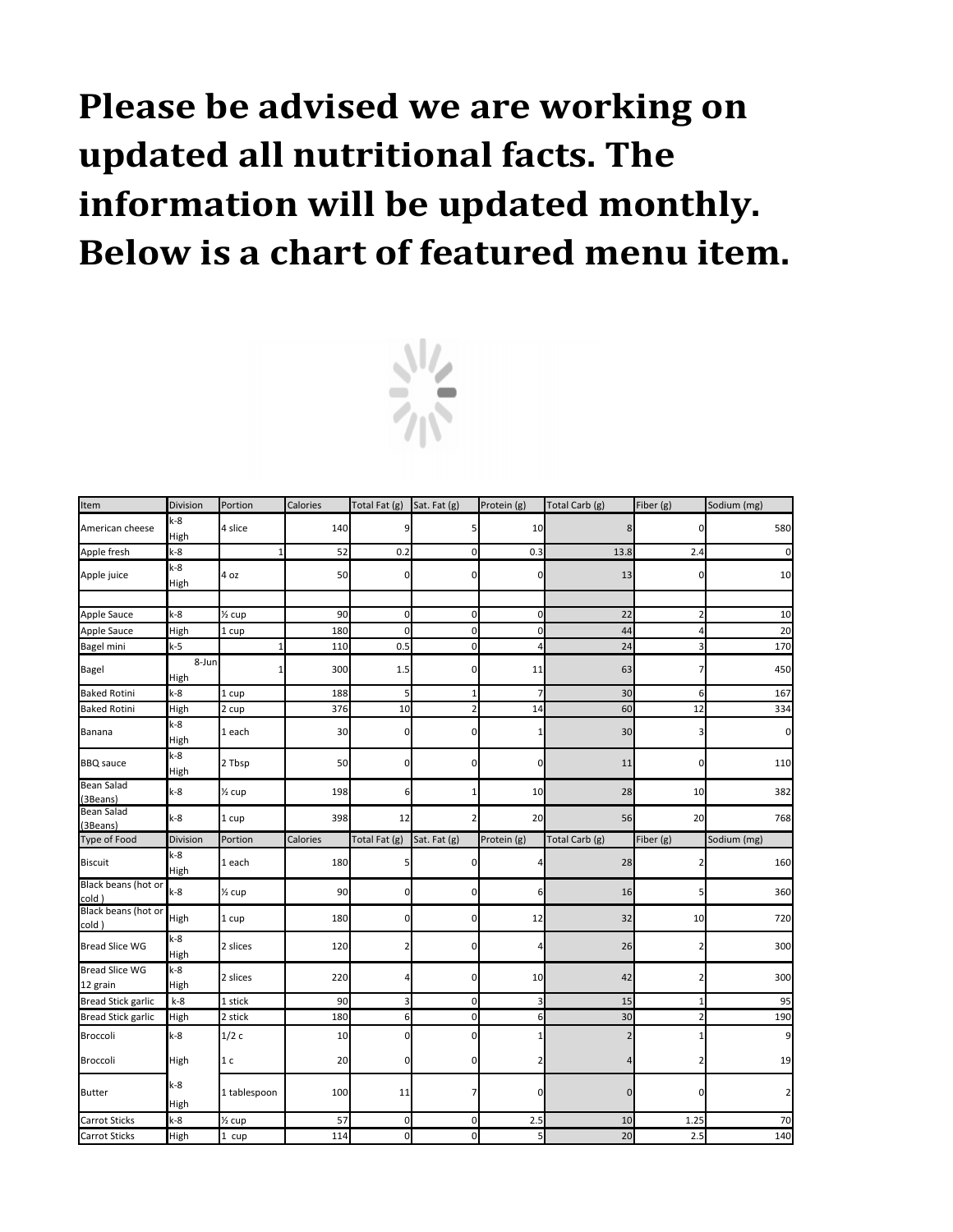# Please be advised we are working on updated all nutritional facts. The information will be updated monthly. Below is a chart of featured menu item.

| Item | Division | Portion | Calories | Total Fat (g) | Sat. Fat (g) | Protein (g) | Total Carb (g) | Fiber (g) | Sodium (mg) |
|---|---|---|---|---|---|---|---|---|---|
| American cheese | k-8 High | 4 slice | 140 | 9 | 5 | 10 | 8 | 0 | 580 |
| Apple fresh | k-8 | 1 | 52 | 0.2 | 0 | 0.3 | 13.8 | 2.4 | 0 |
| Apple juice | k-8 High | 4 oz | 50 | 0 | 0 | 0 | 13 | 0 | 10 |
| | | | | | | | | | |
| Apple Sauce | k-8 | ½ cup | 90 | 0 | 0 | 0 | 22 | 2 | 10 |
| Apple Sauce | High | 1 cup | 180 | 0 | 0 | 0 | 44 | 4 | 20 |
| Bagel mini | k-5 | 1 | 110 | 0.5 | 0 | 4 | 24 | 3 | 170 |
| Bagel | 8-Jun High | 1 | 300 | 1.5 | 0 | 11 | 63 | 7 | 450 |
| Baked Rotini | k-8 | 1 cup | 188 | 5 | 1 | 7 | 30 | 6 | 167 |
| Baked Rotini | High | 2 cup | 376 | 10 | 2 | 14 | 60 | 12 | 334 |
| Banana | k-8 High | 1 each | 30 | 0 | 0 | 1 | 30 | 3 | 0 |
| BBQ sauce | k-8 High | 2 Tbsp | 50 | 0 | 0 | 0 | 11 | 0 | 110 |
| Bean Salad (3Beans) | k-8 | ½ cup | 198 | 6 | 1 | 10 | 28 | 10 | 382 |
| Bean Salad (3Beans) | k-8 | 1 cup | 398 | 12 | 2 | 20 | 56 | 20 | 768 |
| Type of Food | Division | Portion | Calories | Total Fat (g) | Sat. Fat (g) | Protein (g) | Total Carb (g) | Fiber (g) | Sodium (mg) |
| Biscuit | k-8 High | 1 each | 180 | 5 | 0 | 4 | 28 | 2 | 160 |
| Black beans (hot or cold ) | k-8 | ½ cup | 90 | 0 | 0 | 6 | 16 | 5 | 360 |
| Black beans (hot or cold ) | High | 1 cup | 180 | 0 | 0 | 12 | 32 | 10 | 720 |
| Bread Slice WG | k-8 High | 2 slices | 120 | 2 | 0 | 4 | 26 | 2 | 300 |
| Bread Slice WG 12 grain | k-8 High | 2 slices | 220 | 4 | 0 | 10 | 42 | 2 | 300 |
| Bread Stick garlic | k-8 | 1 stick | 90 | 3 | 0 | 3 | 15 | 1 | 95 |
| Bread Stick garlic | High | 2 stick | 180 | 6 | 0 | 6 | 30 | 2 | 190 |
| Broccoli | k-8 | 1/2 c | 10 | 0 | 0 | 1 | 2 | 1 | 9 |
| Broccoli | High | 1 c | 20 | 0 | 0 | 2 | 4 | 2 | 19 |
| Butter | k-8 High | 1 tablespoon | 100 | 11 | 7 | 0 | 0 | 0 | 2 |
| Carrot Sticks | k-8 | ½ cup | 57 | 0 | 0 | 2.5 | 10 | 1.25 | 70 |
| Carrot Sticks | High | 1 cup | 114 | 0 | 0 | 5 | 20 | 2.5 | 140 |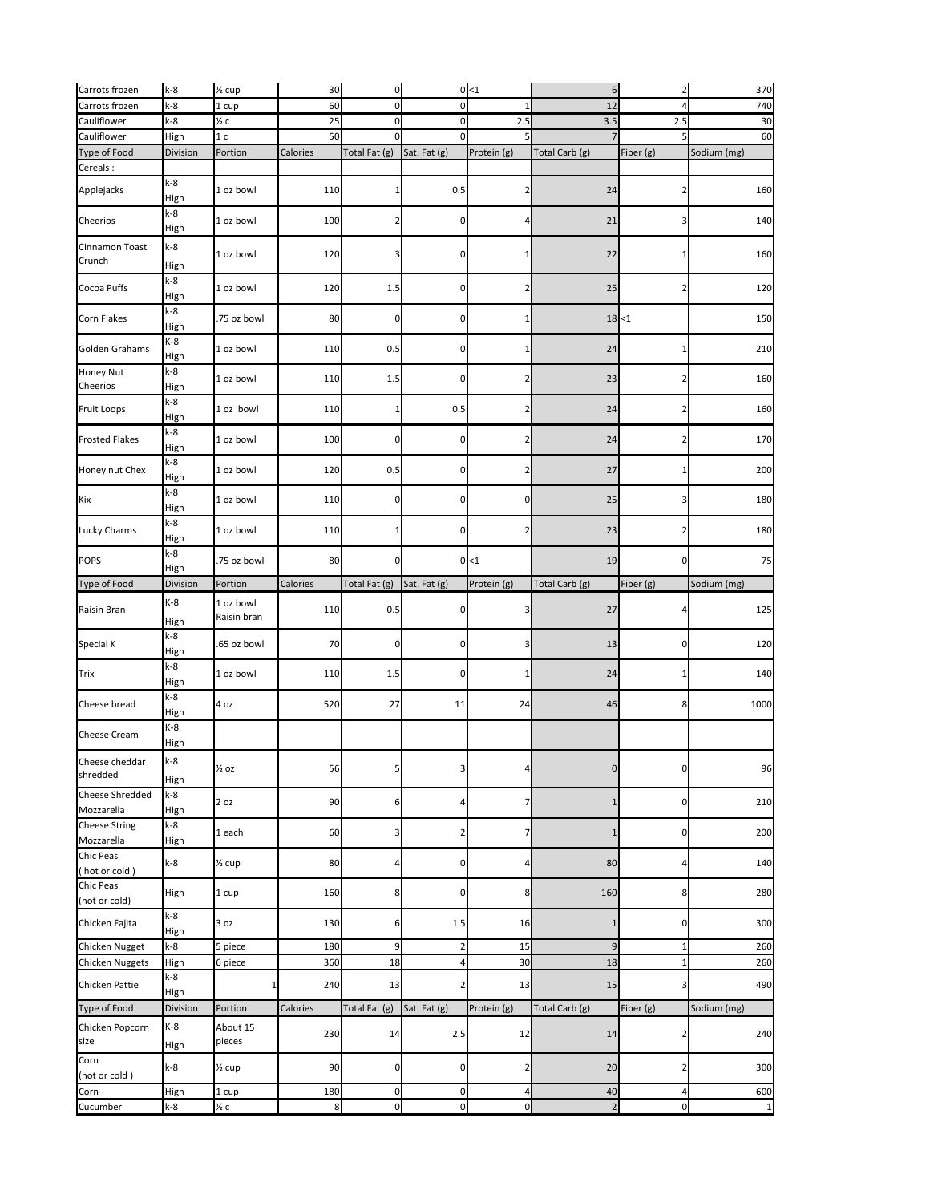| Type of Food | Division | Portion | Calories | Total Fat (g) | Sat. Fat (g) | Protein (g) | Total Carb (g) | Fiber (g) | Sodium (mg) |
|---|---|---|---|---|---|---|---|---|---|
| Carrots frozen | k-8 | ½ cup | 30 | 0 | 0 | <1 | 6 | 2 | 370 |
| Carrots frozen | k-8 | 1 cup | 60 | 0 | 0 | 1 | 12 | 4 | 740 |
| Cauliflower | k-8 | ½ c | 25 | 0 | 0 | 2.5 | 3.5 | 2.5 | 30 |
| Cauliflower | High | 1 c | 50 | 0 | 0 | 5 | 7 | 5 | 60 |
| Type of Food | Division | Portion | Calories | Total Fat (g) | Sat. Fat (g) | Protein (g) | Total Carb (g) | Fiber (g) | Sodium (mg) |
| Cereals : | | | | | | | | | |
| Applejacks | k-8 High | 1 oz bowl | 110 | 1 | 0.5 | 2 | 24 | 2 | 160 |
| Cheerios | k-8 High | 1 oz bowl | 100 | 2 | 0 | 4 | 21 | 3 | 140 |
| Cinnamon Toast Crunch | k-8 High | 1 oz bowl | 120 | 3 | 0 | 1 | 22 | 1 | 160 |
| Cocoa Puffs | k-8 High | 1 oz bowl | 120 | 1.5 | 0 | 2 | 25 | 2 | 120 |
| Corn Flakes | k-8 High | .75 oz bowl | 80 | 0 | 0 | 1 | 18 | <1 | 150 |
| Golden Grahams | K-8 High | 1 oz bowl | 110 | 0.5 | 0 | 1 | 24 | 1 | 210 |
| Honey Nut Cheerios | k-8 High | 1 oz bowl | 110 | 1.5 | 0 | 2 | 23 | 2 | 160 |
| Fruit Loops | k-8 High | 1 oz bowl | 110 | 1 | 0.5 | 2 | 24 | 2 | 160 |
| Frosted Flakes | k-8 High | 1 oz bowl | 100 | 0 | 0 | 2 | 24 | 2 | 170 |
| Honey nut Chex | k-8 High | 1 oz bowl | 120 | 0.5 | 0 | 2 | 27 | 1 | 200 |
| Kix | k-8 High | 1 oz bowl | 110 | 0 | 0 | 0 | 25 | 3 | 180 |
| Lucky Charms | k-8 High | 1 oz bowl | 110 | 1 | 0 | 2 | 23 | 2 | 180 |
| POPS | k-8 High | .75 oz bowl | 80 | 0 | 0 | <1 | 19 | 0 | 75 |
| Type of Food | Division | Portion | Calories | Total Fat (g) | Sat. Fat (g) | Protein (g) | Total Carb (g) | Fiber (g) | Sodium (mg) |
| Raisin Bran | K-8 High | 1 oz bowl Raisin bran | 110 | 0.5 | 0 | 3 | 27 | 4 | 125 |
| Special K | k-8 High | .65 oz bowl | 70 | 0 | 0 | 3 | 13 | 0 | 120 |
| Trix | k-8 High | 1 oz bowl | 110 | 1.5 | 0 | 1 | 24 | 1 | 140 |
| Cheese bread | k-8 High | 4 oz | 520 | 27 | 11 | 24 | 46 | 8 | 1000 |
| Cheese Cream | K-8 High | | | | | | | | |
| Cheese cheddar shredded | k-8 High | ½ oz | 56 | 5 | 3 | 4 | 0 | 0 | 96 |
| Cheese Shredded Mozzarella | k-8 High | 2 oz | 90 | 6 | 4 | 7 | 1 | 0 | 210 |
| Cheese String Mozzarella | k-8 High | 1 each | 60 | 3 | 2 | 7 | 1 | 0 | 200 |
| Chic Peas ( hot or cold ) | k-8 | ½ cup | 80 | 4 | 0 | 4 | 80 | 4 | 140 |
| Chic Peas (hot or cold) | High | 1 cup | 160 | 8 | 0 | 8 | 160 | 8 | 280 |
| Chicken Fajita | k-8 High | 3 oz | 130 | 6 | 1.5 | 16 | 1 | 0 | 300 |
| Chicken Nugget | k-8 | 5 piece | 180 | 9 | 2 | 15 | 9 | 1 | 260 |
| Chicken Nuggets | High | 6 piece | 360 | 18 | 4 | 30 | 18 | 1 | 260 |
| Chicken Pattie | k-8 High | 1 | 240 | 13 | 2 | 13 | 15 | 3 | 490 |
| Type of Food | Division | Portion | Calories | Total Fat (g) | Sat. Fat (g) | Protein (g) | Total Carb (g) | Fiber (g) | Sodium (mg) |
| Chicken Popcorn size | K-8 High | About 15 pieces | 230 | 14 | 2.5 | 12 | 14 | 2 | 240 |
| Corn (hot or cold ) | k-8 | ½ cup | 90 | 0 | 0 | 2 | 20 | 2 | 300 |
| Corn | High | 1 cup | 180 | 0 | 0 | 4 | 40 | 4 | 600 |
| Cucumber | k-8 | ½ c | 8 | 0 | 0 | 0 | 2 | 0 | 1 |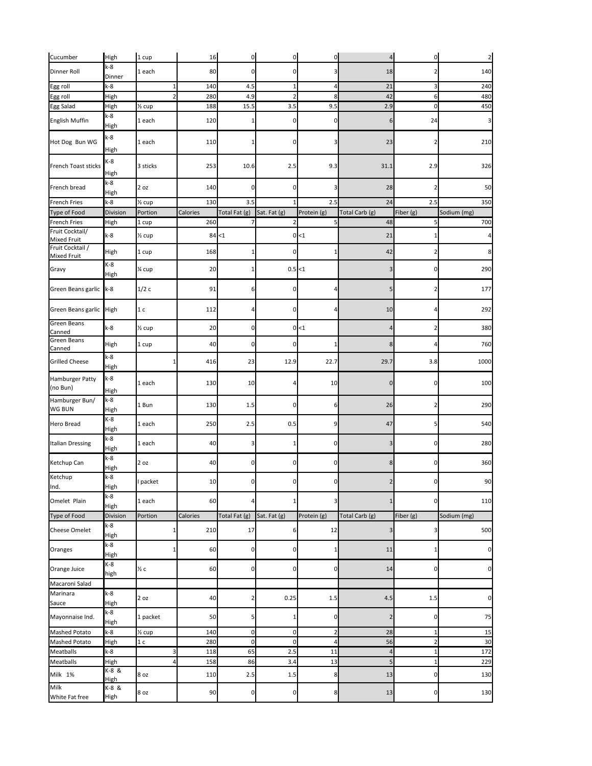| Cucumber | High | 1 cup | 16 | 0 | 0 | 0 | 4 | 0 | 2 |
|---|---|---|---|---|---|---|---|---|---|
| Dinner Roll | k-8 Dinner | 1 each | 80 | 0 | 0 | 3 | 18 | 2 | 140 |
| Egg roll | k-8 | 1 | 140 | 4.5 | 1 | 4 | 21 | 3 | 240 |
| Egg roll | High | 2 | 280 | 4.9 | 2 | 8 | 42 | 6 | 480 |
| Egg Salad | High | ½ cup | 188 | 15.5 | 3.5 | 9.5 | 2.9 | 0 | 450 |
| English Muffin | k-8 High | 1 each | 120 | 1 | 0 | 0 | 6 | 24 | 3 |
| Hot Dog Bun WG | k-8 High | 1 each | 110 | 1 | 0 | 3 | 23 | 2 | 210 |
| French Toast sticks | K-8 High | 3 sticks | 253 | 10.6 | 2.5 | 9.3 | 31.1 | 2.9 | 326 |
| French bread | k-8 High | 2 oz | 140 | 0 | 0 | 3 | 28 | 2 | 50 |
| French Fries | k-8 | ½ cup | 130 | 3.5 | 1 | 2.5 | 24 | 2.5 | 350 |
| Type of Food | Division | Portion | Calories | Total Fat (g) | Sat. Fat (g) | Protein (g) | Total Carb (g) | Fiber (g) | Sodium (mg) |
| French Fries | High | 1 cup | 260 | 7 | 2 | 5 | 48 | 5 | 700 |
| Fruit Cocktail/ Mixed Fruit | k-8 | ½ cup | 84 | <1 | 0 | <1 | 21 | 1 | 4 |
| Fruit Cocktail / Mixed Fruit | High | 1 cup | 168 | 1 | 0 | 1 | 42 | 2 | 8 |
| Gravy | K-8 High | ¼ cup | 20 | 1 | 0.5 | <1 | 3 | 0 | 290 |
| Green Beans garlic | k-8 | 1/2 c | 91 | 6 | 0 | 4 | 5 | 2 | 177 |
| Green Beans garlic | High | 1 c | 112 | 4 | 0 | 4 | 10 | 4 | 292 |
| Green Beans Canned | k-8 | ½ cup | 20 | 0 | 0 | <1 | 4 | 2 | 380 |
| Green Beans Canned | High | 1 cup | 40 | 0 | 0 | 1 | 8 | 4 | 760 |
| Grilled Cheese | k-8 High | 1 | 416 | 23 | 12.9 | 22.7 | 29.7 | 3.8 | 1000 |
| Hamburger Patty (no Bun) | k-8 High | 1 each | 130 | 10 | 4 | 10 | 0 | 0 | 100 |
| Hamburger Bun/ WG BUN | k-8 High | 1 Bun | 130 | 1.5 | 0 | 6 | 26 | 2 | 290 |
| Hero Bread | K-8 High | 1 each | 250 | 2.5 | 0.5 | 9 | 47 | 5 | 540 |
| Italian Dressing | k-8 High | 1 each | 40 | 3 | 1 | 0 | 3 | 0 | 280 |
| Ketchup Can | k-8 High | 2 oz | 40 | 0 | 0 | 0 | 8 | 0 | 360 |
| Ketchup Ind. | k-8 High | I packet | 10 | 0 | 0 | 0 | 2 | 0 | 90 |
| Omelet Plain | k-8 High | 1 each | 60 | 4 | 1 | 3 | 1 | 0 | 110 |
| Type of Food | Division | Portion | Calories | Total Fat (g) | Sat. Fat (g) | Protein (g) | Total Carb (g) | Fiber (g) | Sodium (mg) |
| Cheese Omelet | k-8 High | 1 | 210 | 17 | 6 | 12 | 3 | 3 | 500 |
| Oranges | k-8 High | 1 | 60 | 0 | 0 | 1 | 11 | 1 | 0 |
| Orange Juice | K-8 high | ½ c | 60 | 0 | 0 | 0 | 14 | 0 | 0 |
| Macaroni Salad | | | | | | | | | |
| Marinara Sauce | k-8 High | 2 oz | 40 | 2 | 0.25 | 1.5 | 4.5 | 1.5 | 0 |
| Mayonnaise Ind. | k-8 High | 1 packet | 50 | 5 | 1 | 0 | 2 | 0 | 75 |
| Mashed Potato | k-8 | ½ cup | 140 | 0 | 0 | 2 | 28 | 1 | 15 |
| Mashed Potato | High | 1 c | 280 | 0 | 0 | 4 | 56 | 2 | 30 |
| Meatballs | k-8 | 3 | 118 | 65 | 2.5 | 11 | 4 | 1 | 172 |
| Meatballs | High | 4 | 158 | 86 | 3.4 | 13 | 5 | 1 | 229 |
| Milk 1% | K-8 & High | 8 oz | 110 | 2.5 | 1.5 | 8 | 13 | 0 | 130 |
| Milk White Fat free | K-8 & High | 8 oz | 90 | 0 | 0 | 8 | 13 | 0 | 130 |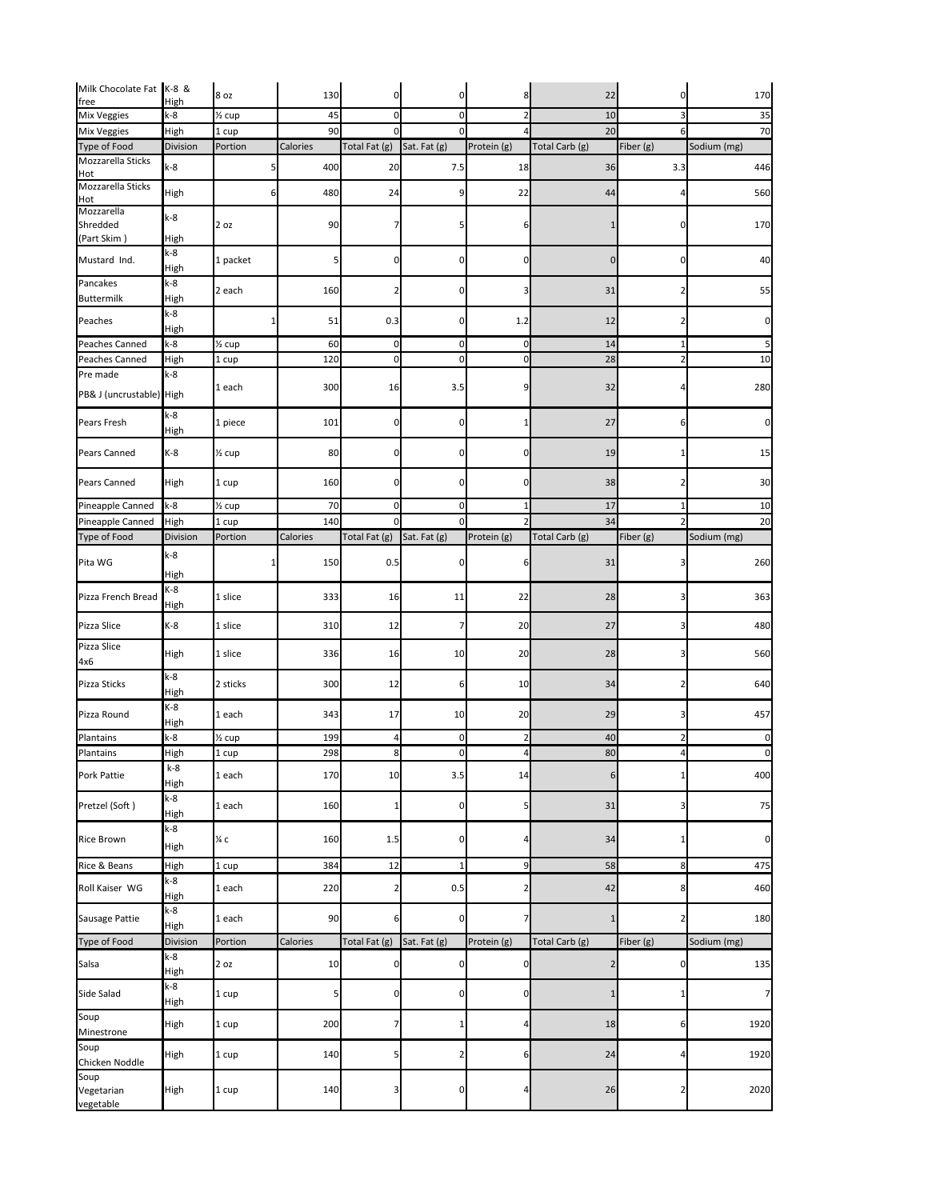| Milk Chocolate Fat free | K-8 & High | 8 oz | 130 | 0 | 0 | 8 | 22 | 0 | 170 |
|---|---|---|---|---|---|---|---|---|---|
| Mix Veggies | k-8 | ½ cup | 45 | 0 | 0 | 2 | 10 | 3 | 35 |
| Mix Veggies | High | 1 cup | 90 | 0 | 0 | 4 | 20 | 6 | 70 |
| Type of Food | Division | Portion | Calories | Total Fat (g) | Sat. Fat (g) | Protein (g) | Total Carb (g) | Fiber (g) | Sodium (mg) |
| Mozzarella Sticks Hot | k-8 | 5 | 400 | 20 | 7.5 | 18 | 36 | 3.3 | 446 |
| Mozzarella Sticks Hot | High | 6 | 480 | 24 | 9 | 22 | 44 | 4 | 560 |
| Mozzarella Shredded (Part Skim ) | k-8 High | 2 oz | 90 | 7 | 5 | 6 | 1 | 0 | 170 |
| Mustard Ind. | k-8 High | 1 packet | 5 | 0 | 0 | 0 | 0 | 0 | 40 |
| Pancakes Buttermilk | k-8 High | 2 each | 160 | 2 | 0 | 3 | 31 | 2 | 55 |
| Peaches | k-8 High | 1 | 51 | 0.3 | 0 | 1.2 | 12 | 2 | 0 |
| Peaches Canned | k-8 | ½ cup | 60 | 0 | 0 | 0 | 14 | 1 | 5 |
| Peaches Canned | High | 1 cup | 120 | 0 | 0 | 0 | 28 | 2 | 10 |
| Pre made PB& J (uncrustable) | k-8 High | 1 each | 300 | 16 | 3.5 | 9 | 32 | 4 | 280 |
| Pears Fresh | k-8 High | 1 piece | 101 | 0 | 0 | 1 | 27 | 6 | 0 |
| Pears Canned | K-8 | ½ cup | 80 | 0 | 0 | 0 | 19 | 1 | 15 |
| Pears Canned | High | 1 cup | 160 | 0 | 0 | 0 | 38 | 2 | 30 |
| Pineapple Canned | k-8 | ½ cup | 70 | 0 | 0 | 1 | 17 | 1 | 10 |
| Pineapple Canned | High | 1 cup | 140 | 0 | 0 | 2 | 34 | 2 | 20 |
| Type of Food | Division | Portion | Calories | Total Fat (g) | Sat. Fat (g) | Protein (g) | Total Carb (g) | Fiber (g) | Sodium (mg) |
| Pita WG | k-8 High | 1 | 150 | 0.5 | 0 | 6 | 31 | 3 | 260 |
| Pizza French Bread | K-8 High | 1 slice | 333 | 16 | 11 | 22 | 28 | 3 | 363 |
| Pizza Slice | K-8 | 1 slice | 310 | 12 | 7 | 20 | 27 | 3 | 480 |
| Pizza Slice 4x6 | High | 1 slice | 336 | 16 | 10 | 20 | 28 | 3 | 560 |
| Pizza Sticks | k-8 High | 2 sticks | 300 | 12 | 6 | 10 | 34 | 2 | 640 |
| Pizza Round | K-8 High | 1 each | 343 | 17 | 10 | 20 | 29 | 3 | 457 |
| Plantains | k-8 | ½ cup | 199 | 4 | 0 | 2 | 40 | 2 | 0 |
| Plantains | High | 1 cup | 298 | 8 | 0 | 4 | 80 | 4 | 0 |
| Pork Pattie | k-8 High | 1 each | 170 | 10 | 3.5 | 14 | 6 | 1 | 400 |
| Pretzel (Soft ) | k-8 High | 1 each | 160 | 1 | 0 | 5 | 31 | 3 | 75 |
| Rice Brown | k-8 High | ¼ c | 160 | 1.5 | 0 | 4 | 34 | 1 | 0 |
| Rice & Beans | High | 1 cup | 384 | 12 | 1 | 9 | 58 | 8 | 475 |
| Roll Kaiser WG | k-8 High | 1 each | 220 | 2 | 0.5 | 2 | 42 | 8 | 460 |
| Sausage Pattie | k-8 High | 1 each | 90 | 6 | 0 | 7 | 1 | 2 | 180 |
| Type of Food | Division | Portion | Calories | Total Fat (g) | Sat. Fat (g) | Protein (g) | Total Carb (g) | Fiber (g) | Sodium (mg) |
| Salsa | k-8 High | 2 oz | 10 | 0 | 0 | 0 | 2 | 0 | 135 |
| Side Salad | k-8 High | 1 cup | 5 | 0 | 0 | 0 | 1 | 1 | 7 |
| Soup Minestrone | High | 1 cup | 200 | 7 | 1 | 4 | 18 | 6 | 1920 |
| Soup Chicken Noddle | High | 1 cup | 140 | 5 | 2 | 6 | 24 | 4 | 1920 |
| Soup Vegetarian vegetable | High | 1 cup | 140 | 3 | 0 | 4 | 26 | 2 | 2020 |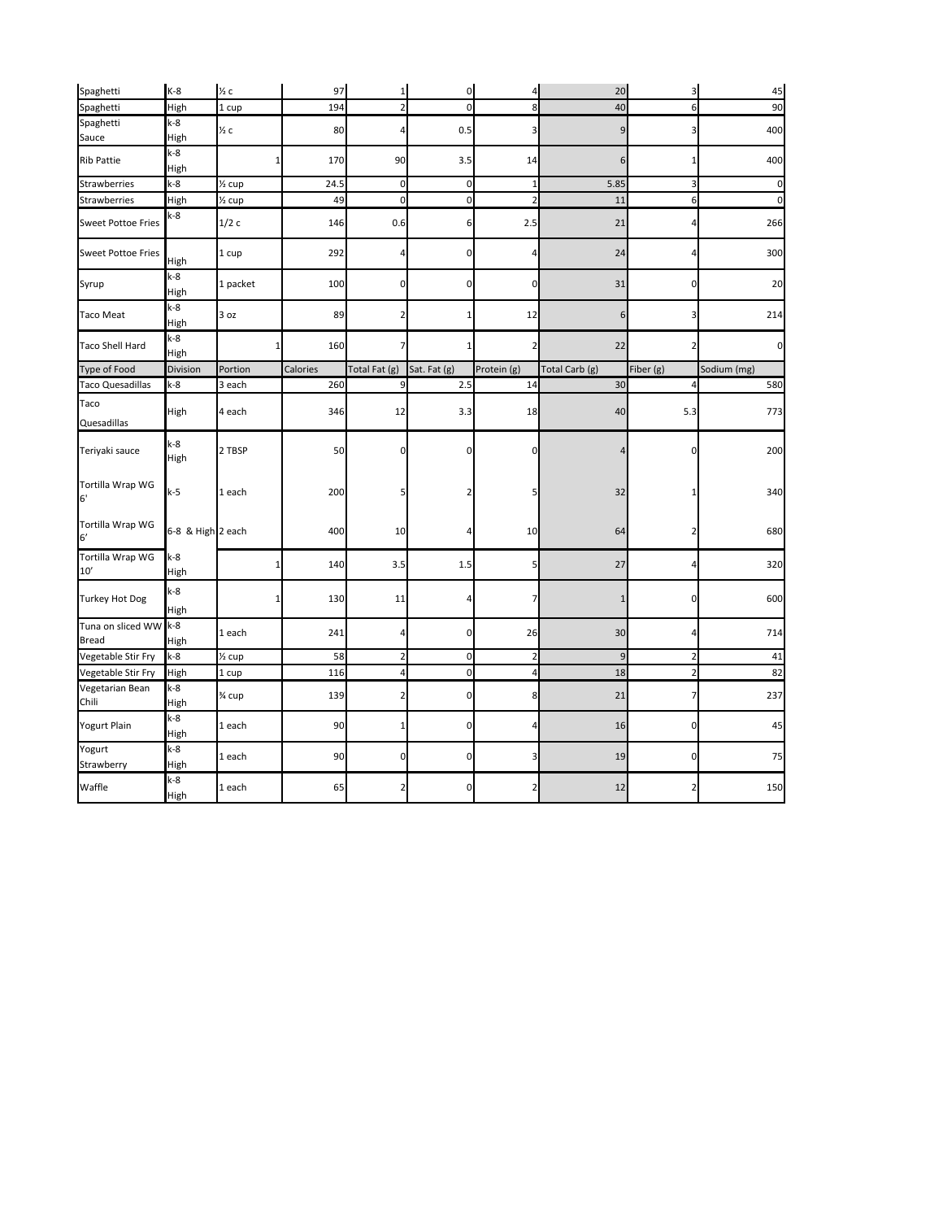| | | | | | | | | | |
|---|---|---|---|---|---|---|---|---|---|
| Spaghetti | K-8 | ½ c | 97 | 1 | 0 | 4 | 20 | 3 | 45 |
| Spaghetti | High | 1 cup | 194 | 2 | 0 | 8 | 40 | 6 | 90 |
| Spaghetti Sauce | k-8 High | ½ c | 80 | 4 | 0.5 | 3 | 9 | 3 | 400 |
| Rib Pattie | k-8 High | 1 | 170 | 90 | 3.5 | 14 | 6 | 1 | 400 |
| Strawberries | k-8 | ½ cup | 24.5 | 0 | 0 | 1 | 5.85 | 3 | 0 |
| Strawberries | High | ½ cup | 49 | 0 | 0 | 2 | 11 | 6 | 0 |
| Sweet Pottoe Fries | k-8 | 1/2 c | 146 | 0.6 | 6 | 2.5 | 21 | 4 | 266 |
| Sweet Pottoe Fries | High | 1 cup | 292 | 4 | 0 | 4 | 24 | 4 | 300 |
| Syrup | k-8 High | 1 packet | 100 | 0 | 0 | 0 | 31 | 0 | 20 |
| Taco Meat | k-8 High | 3 oz | 89 | 2 | 1 | 12 | 6 | 3 | 214 |
| Taco Shell Hard | k-8 High | 1 | 160 | 7 | 1 | 2 | 22 | 2 | 0 |
| Type of Food | Division | Portion | Calories | Total Fat (g) | Sat. Fat (g) | Protein (g) | Total Carb (g) | Fiber (g) | Sodium (mg) |
| Taco Quesadillas | k-8 | 3 each | 260 | 9 | 2.5 | 14 | 30 | 4 | 580 |
| Taco Quesadillas | High | 4 each | 346 | 12 | 3.3 | 18 | 40 | 5.3 | 773 |
| Teriyaki sauce | k-8 High | 2 TBSP | 50 | 0 | 0 | 0 | 4 | 0 | 200 |
| Tortilla Wrap WG 6' | k-5 | 1 each | 200 | 5 | 2 | 5 | 32 | 1 | 340 |
| Tortilla Wrap WG 6' | 6-8 & High | 2 each | 400 | 10 | 4 | 10 | 64 | 2 | 680 |
| Tortilla Wrap WG 10' | k-8 High | 1 | 140 | 3.5 | 1.5 | 5 | 27 | 4 | 320 |
| Turkey Hot Dog | k-8 High | 1 | 130 | 11 | 4 | 7 | 1 | 0 | 600 |
| Tuna on sliced WW Bread | k-8 High | 1 each | 241 | 4 | 0 | 26 | 30 | 4 | 714 |
| Vegetable Stir Fry | k-8 | ½ cup | 58 | 2 | 0 | 2 | 9 | 2 | 41 |
| Vegetable Stir Fry | High | 1 cup | 116 | 4 | 0 | 4 | 18 | 2 | 82 |
| Vegetarian Bean Chili | k-8 High | ¾ cup | 139 | 2 | 0 | 8 | 21 | 7 | 237 |
| Yogurt Plain | k-8 High | 1 each | 90 | 1 | 0 | 4 | 16 | 0 | 45 |
| Yogurt Strawberry | k-8 High | 1 each | 90 | 0 | 0 | 3 | 19 | 0 | 75 |
| Waffle | k-8 High | 1 each | 65 | 2 | 0 | 2 | 12 | 2 | 150 |